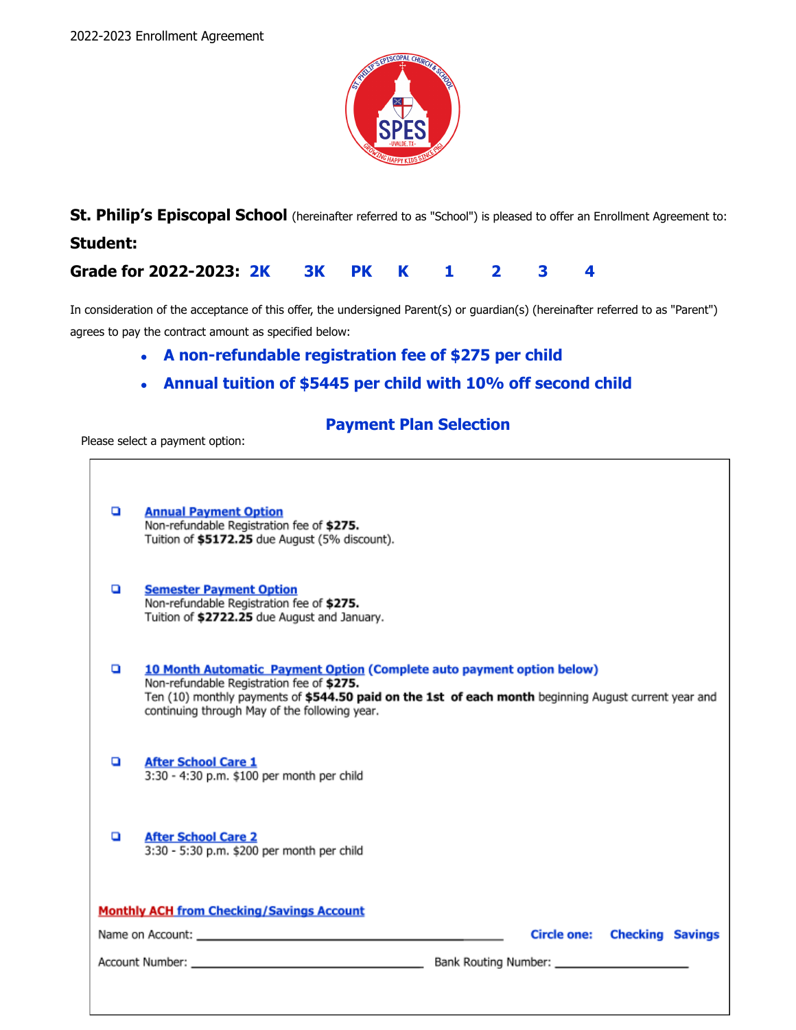2022-2023 Enrollment Agreement

**St. Philip's Episcopal School** (hereinafter referred to as "School") is pleased to offer an Enrollment Agreement to:

**Student:**

**Grade for 2022-2023: 2K 3K PK K 1 2 3 4**

In consideration of the acceptance of this offer, the undersigned Parent(s) or guardian(s) (hereinafter referred to as "Parent") agrees to pay the contract amount as specified below:

- **A non-refundable registration fee of $275 per child**
- **Annual tuition of $5445 per child with 10% off second child**

## Payment Plan Selection

Please select a payment option:

- ☐ **Annual Payment Option**
  Non-refundable Registration fee of **$275.**
  Tuition of **$5172.25** due August (5% discount).

- ☐ **Semester Payment Option**
  Non-refundable Registration fee of **$275.**
  Tuition of **$2722.25** due August and January.

- ☐ **10 Month Automatic Payment Option (Complete auto payment option below)**
  Non-refundable Registration fee of **$275.**
  Ten (10) monthly payments of **$544.50 paid on the 1st of each month** beginning August current year and continuing through May of the following year.

- ☐ **After School Care 1**
  3:30 - 4:30 p.m. $100 per month per child

- ☐ **After School Care 2**
  3:30 - 5:30 p.m. $200 per month per child

**Monthly ACH from Checking/Savings Account**

Name on Account: ______________________________ **Circle one: Checking Savings**

Account Number: ______________________________ Bank Routing Number: ____________________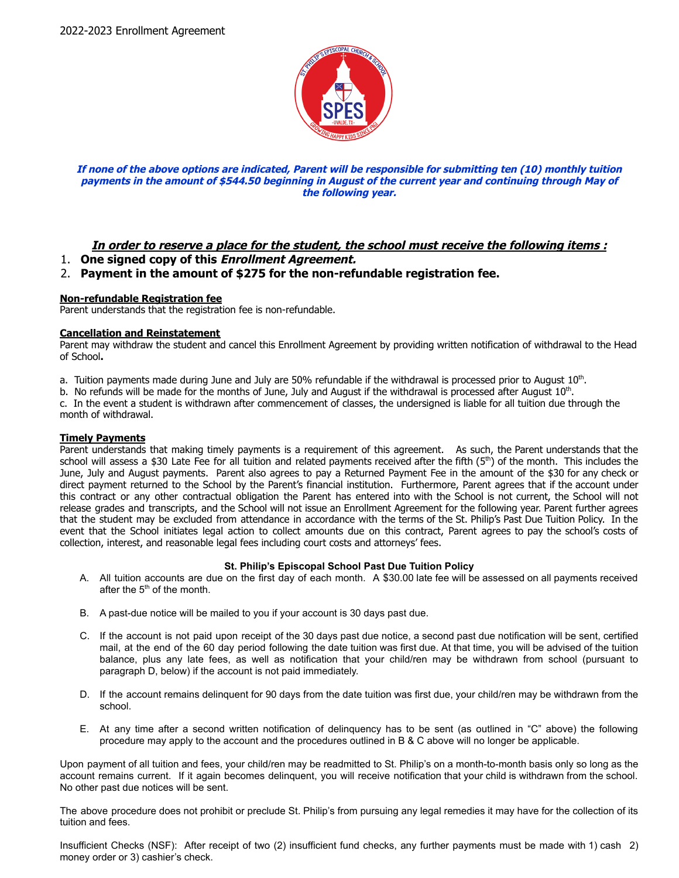2022-2023 Enrollment Agreement

***If none of the above options are indicated, Parent will be responsible for submitting ten (10) monthly tuition payments in the amount of $544.50 beginning in August of the current year and continuing through May of the following year.***

***In order to reserve a place for the student, the school must receive the following items :***

1. **One signed copy of this *Enrollment Agreement.***
2. **Payment in the amount of $275 for the non-refundable registration fee.**

**Non-refundable Registration fee**
Parent understands that the registration fee is non-refundable.

**Cancellation and Reinstatement**
Parent may withdraw the student and cancel this Enrollment Agreement by providing written notification of withdrawal to the Head of School**.**

a. Tuition payments made during June and July are 50% refundable if the withdrawal is processed prior to August 10th.
b. No refunds will be made for the months of June, July and August if the withdrawal is processed after August 10th.
c. In the event a student is withdrawn after commencement of classes, the undersigned is liable for all tuition due through the month of withdrawal.

**Timely Payments**
Parent understands that making timely payments is a requirement of this agreement. As such, the Parent understands that the school will assess a $30 Late Fee for all tuition and related payments received after the fifth (5th) of the month. This includes the June, July and August payments. Parent also agrees to pay a Returned Payment Fee in the amount of the $30 for any check or direct payment returned to the School by the Parent's financial institution. Furthermore, Parent agrees that if the account under this contract or any other contractual obligation the Parent has entered into with the School is not current, the School will not release grades and transcripts, and the School will not issue an Enrollment Agreement for the following year. Parent further agrees that the student may be excluded from attendance in accordance with the terms of the St. Philip's Past Due Tuition Policy. In the event that the School initiates legal action to collect amounts due on this contract, Parent agrees to pay the school's costs of collection, interest, and reasonable legal fees including court costs and attorneys' fees.

**St. Philip's Episcopal School Past Due Tuition Policy**

A. All tuition accounts are due on the first day of each month. A $30.00 late fee will be assessed on all payments received after the 5th of the month.

B. A past-due notice will be mailed to you if your account is 30 days past due.

C. If the account is not paid upon receipt of the 30 days past due notice, a second past due notification will be sent, certified mail, at the end of the 60 day period following the date tuition was first due. At that time, you will be advised of the tuition balance, plus any late fees, as well as notification that your child/ren may be withdrawn from school (pursuant to paragraph D, below) if the account is not paid immediately.

D. If the account remains delinquent for 90 days from the date tuition was first due, your child/ren may be withdrawn from the school.

E. At any time after a second written notification of delinquency has to be sent (as outlined in "C" above) the following procedure may apply to the account and the procedures outlined in B & C above will no longer be applicable.

Upon payment of all tuition and fees, your child/ren may be readmitted to St. Philip's on a month-to-month basis only so long as the account remains current. If it again becomes delinquent, you will receive notification that your child is withdrawn from the school. No other past due notices will be sent.

The above procedure does not prohibit or preclude St. Philip's from pursuing any legal remedies it may have for the collection of its tuition and fees.

Insufficient Checks (NSF): After receipt of two (2) insufficient fund checks, any further payments must be made with 1) cash 2) money order or 3) cashier's check.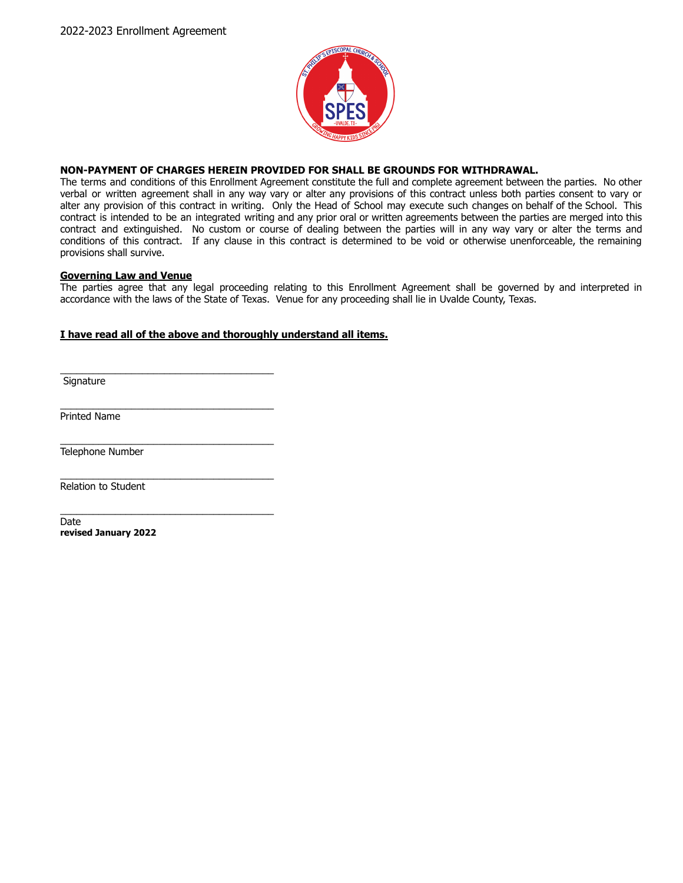**NON-PAYMENT OF CHARGES HEREIN PROVIDED FOR SHALL BE GROUNDS FOR WITHDRAWAL.**
The terms and conditions of this Enrollment Agreement constitute the full and complete agreement between the parties. No other verbal or written agreement shall in any way vary or alter any provisions of this contract unless both parties consent to vary or alter any provision of this contract in writing. Only the Head of School may execute such changes on behalf of the School. This contract is intended to be an integrated writing and any prior oral or written agreements between the parties are merged into this contract and extinguished. No custom or course of dealing between the parties will in any way vary or alter the terms and conditions of this contract. If any clause in this contract is determined to be void or otherwise unenforceable, the remaining provisions shall survive.

**Governing Law and Venue**
The parties agree that any legal proceeding relating to this Enrollment Agreement shall be governed by and interpreted in accordance with the laws of the State of Texas. Venue for any proceeding shall lie in Uvalde County, Texas.

**I have read all of the above and thoroughly understand all items.**

_______________________________________
Signature

_______________________________________
Printed Name

_______________________________________
Telephone Number

_______________________________________
Relation to Student

_______________________________________
Date

**revised January 2022**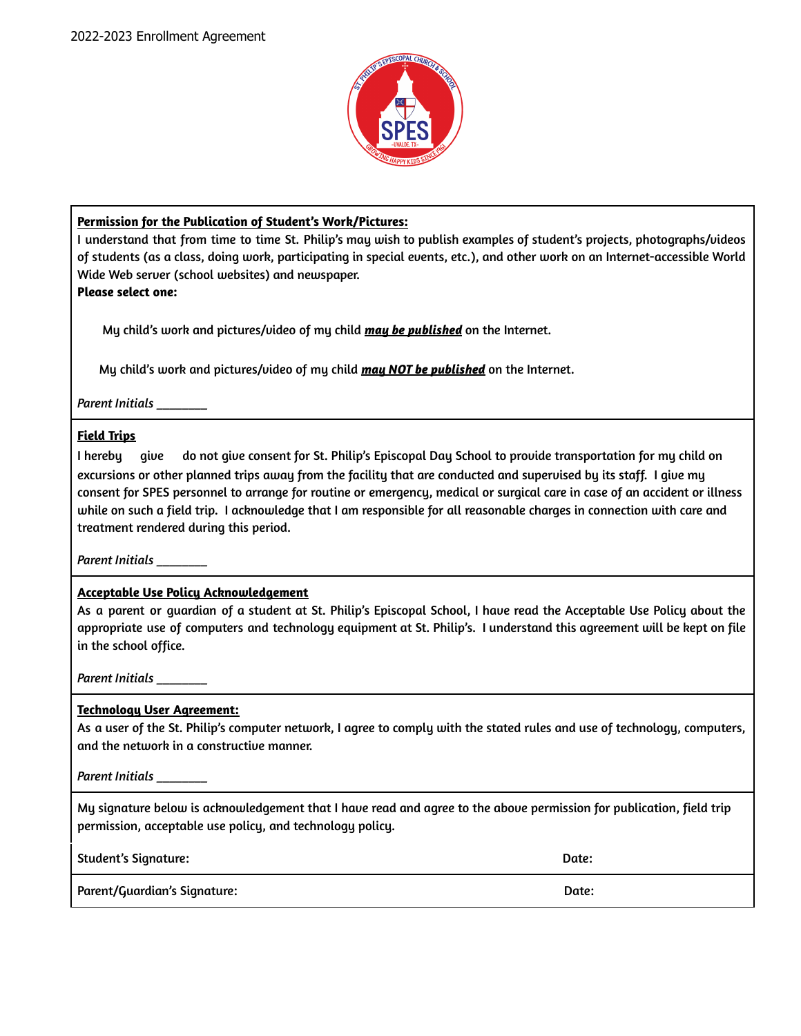2022-2023 Enrollment Agreement

**Permission for the Publication of Student's Work/Pictures:**

I understand that from time to time St. Philip's may wish to publish examples of student's projects, photographs/videos of students (as a class, doing work, participating in special events, etc.), and other work on an Internet-accessible World Wide Web server (school websites) and newspaper.

**Please select one:**

My child's work and pictures/video of my child ***may be published*** on the Internet.

My child's work and pictures/video of my child ***may NOT be published*** on the Internet.

*Parent Initials* ________

**Field Trips**

I hereby give do not give consent for St. Philip's Episcopal Day School to provide transportation for my child on excursions or other planned trips away from the facility that are conducted and supervised by its staff. I give my consent for SPES personnel to arrange for routine or emergency, medical or surgical care in case of an accident or illness while on such a field trip. I acknowledge that I am responsible for all reasonable charges in connection with care and treatment rendered during this period.

*Parent Initials* ________

**Acceptable Use Policy Acknowledgement**

As a parent or guardian of a student at St. Philip's Episcopal School, I have read the Acceptable Use Policy about the appropriate use of computers and technology equipment at St. Philip's. I understand this agreement will be kept on file in the school office.

*Parent Initials* ________

**Technology User Agreement:**

As a user of the St. Philip's computer network, I agree to comply with the stated rules and use of technology, computers, and the network in a constructive manner.

*Parent Initials* ________

My signature below is acknowledgement that I have read and agree to the above permission for publication, field trip permission, acceptable use policy, and technology policy.

| | |
|---|---|
| Student's Signature: | Date: |
| Parent/Guardian's Signature: | Date: |